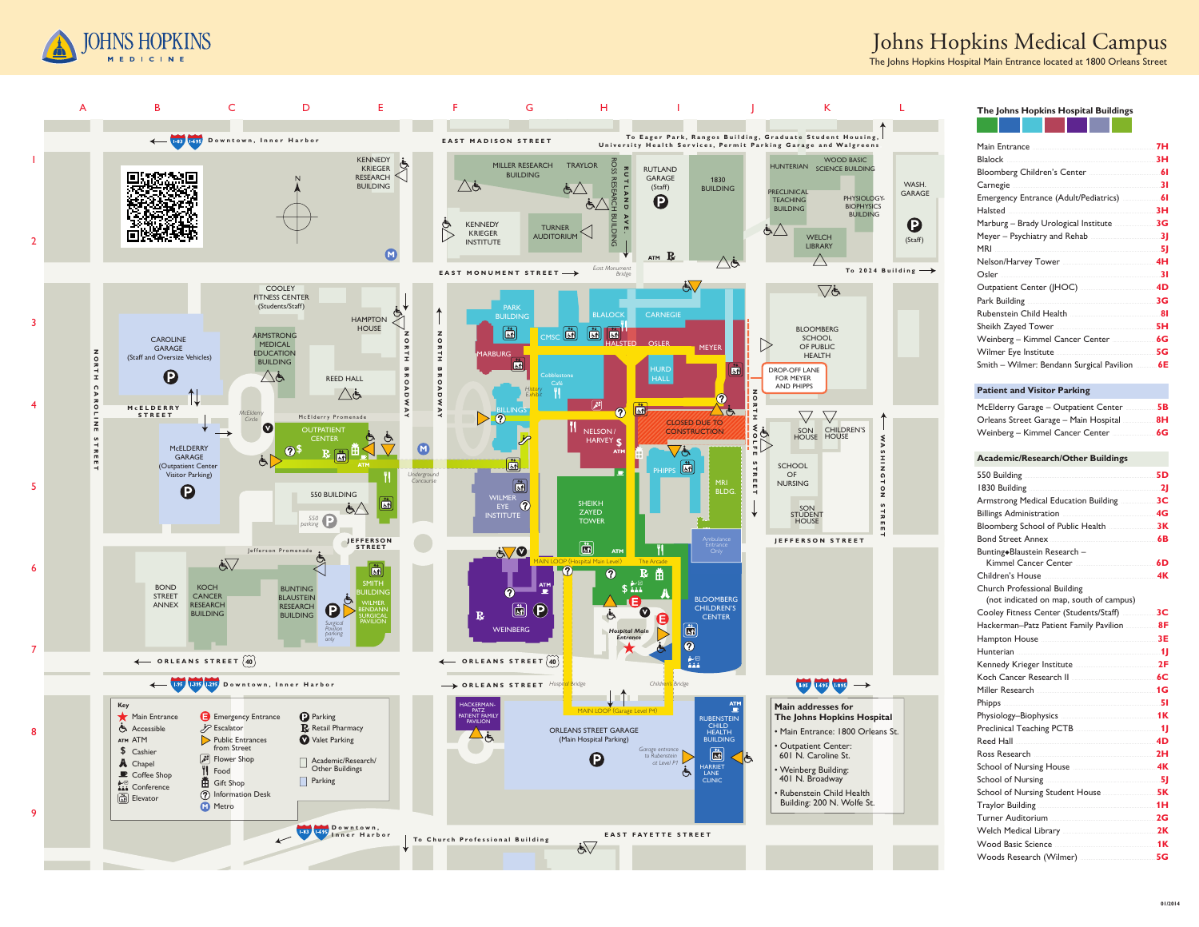# Johns Hopkins Medical Campus

The Johns Hopkins Hospital Main Entrance located at 1800 Orleans Street

JOHNS HOPKINS MEDICINE

## The Johns Hopkins Hospital Buildings

| Building | Location |
|---|---|
| Main Entrance | 7H |
| Blalock | 3H |
| Bloomberg Children's Center | 6I |
| Carnegie | 3I |
| Emergency Entrance (Adult/Pediatrics) | 6I |
| Halsted | 3H |
| Marburg – Brady Urological Institute | 3G |
| Meyer – Psychiatry and Rehab | 3J |
| MRI | 5J |
| Nelson/Harvey Tower | 4H |
| Osler | 3I |
| Outpatient Center (JHOC) | 4D |
| Park Building | 3G |
| Rubenstein Child Health | 8I |
| Sheikh Zayed Tower | 5H |
| Weinberg – Kimmel Cancer Center | 6G |
| Wilmer Eye Institute | 5G |
| Smith – Wilmer: Bendann Surgical Pavilion | 6E |

## Patient and Visitor Parking

| Parking | Location |
|---|---|
| McElderry Garage – Outpatient Center | 5B |
| Orleans Street Garage – Main Hospital | 8H |
| Weinberg – Kimmel Cancer Center | 6G |

## Academic/Research/Other Buildings

| Building | Location |
|---|---|
| 550 Building | 5D |
| 1830 Building | 2J |
| Armstrong Medical Education Building | 3C |
| Billings Administration | 4G |
| Bloomberg School of Public Health | 3K |
| Bond Street Annex | 6B |
| Bunting•Blaustein Research – Kimmel Cancer Center | 6D |
| Children's House | 4K |
| Church Professional Building (not indicated on map, south of campus) | |
| Cooley Fitness Center (Students/Staff) | 3C |
| Hackerman–Patz Patient Family Pavilion | 8F |
| Hampton House | 3E |
| Hunterian | 1J |
| Kennedy Krieger Institute | 2F |
| Koch Cancer Research II | 6C |
| Miller Research | 1G |
| Phipps | 5I |
| Physiology–Biophysics | 1K |
| Preclinical Teaching PCTB | 1J |
| Reed Hall | 4D |
| Ross Research | 2H |
| School of Nursing House | 4K |
| School of Nursing | 5J |
| School of Nursing Student House | 5K |
| Traylor Building | 1H |
| Turner Auditorium | 2G |
| Welch Medical Library | 2K |
| Wood Basic Science | 1K |
| Woods Research (Wilmer) | 5G |

## Main addresses for The Johns Hopkins Hospital

- Main Entrance: 1800 Orleans St.
- Outpatient Center: 601 N. Caroline St.
- Weinberg Building: 401 N. Broadway
- Rubenstein Child Health Building: 200 N. Wolfe St.

## Key

- Main Entrance
- Accessible
- ATM
- Cashier
- Chapel
- Coffee Shop
- Conference
- Elevator
- Emergency Entrance
- Escalator
- Public Entrances from Street
- Flower Shop
- Food
- Gift Shop
- Information Desk
- Metro
- Parking
- Retail Pharmacy
- Valet Parking
- Academic/Research/Other Buildings
- Parking

01/2014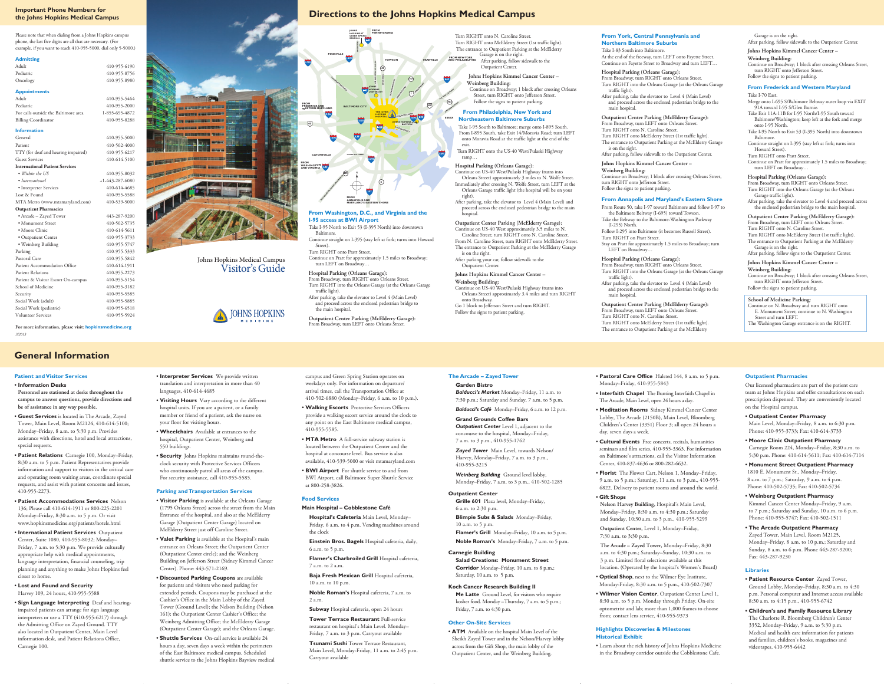## Important Phone Numbers for the Johns Hopkins Medical Campus

Please note that when dialing from a Johns Hopkins campus phone, the last five digits are all that are necessary. (For example, if you want to reach 410-955-5000, dial only 5-5000.)

### Admitting

| | |
|---|---|
| Adult | 410-955-6190 |
| Pediatric | 410-955-8756 |
| Oncology | 410-955-8980 |

### Appointments

| | |
|---|---|
| Adult | 410-955-5464 |
| Pediatric | 410-955-2000 |
| For calls outside the Baltimore area | 1-855-695-4872 |
| Billing Coordinator | 410-955-8288 |

### Information

| | |
|---|---|
| General | 410-955-5000 |
| Patient | 410-502-4000 |
| TTY (for deaf and hearing impaired) | 410-955-6217 |
| Guest Services | 410-614-5100 |
| International Patient Services | |
| • *Within the US* | 410-955-8032 |
| • *International* | +1-443-287-6080 |
| • Interpreter Services | 410-614-4685 |
| Lost & Found | 410-955-5588 |
| MTA Metro (www.mtamaryland.com) | 410-539-5000 |
| Outpatient Pharmacies | |
| • Arcade – Zayed Tower | 443-287-9200 |
| • Monument Street | 410-502-5735 |
| • Moore Clinic | 410-614-5611 |
| • Outpatient Center | 410-955-3733 |
| • Weinberg Building | 410-955-5747 |
| Parking | 410-955-5333 |
| Pastoral Care | 410-955-5842 |
| Patient Accommodation Office | 410-614-1911 |
| Patient Relations | 410-955-2273 |
| Patient & Visitor Escort On-campus | 410-955-5154 |
| School of Medicine | 410-955-3182 |
| Security | 410-955-5585 |
| Social Work (adult) | 410-955-5885 |
| Social Work (pediatric) | 410-955-6518 |
| Volunteer Services | 410-955-5924 |

**For more information, please visit: hopkinsmedicine.org**

3/2013

Johns Hopkins Medical Campus
Visitor's Guide

JOHNS HOPKINS MEDICINE

## Directions to the Johns Hopkins Medical Campus

Turn RIGHT onto N. Caroline Street.
Turn RIGHT onto McElderry Street (1st traffic light).
The entrance to Outpatient Parking at the McElderry Garage is on the right.
After parking, follow sidewalk to the Outpatient Center.

**Johns Hopkins Kimmel Cancer Center – Weinberg Building:**
Continue on Broadway; 1 block after crossing Orleans Street, turn RIGHT onto Jefferson Street.
Follow the signs to patient parking.

### From Washington, D.C., and Virginia and the I-95 access at BWI Airport

Take I-95 North to Exit 53 (I-395 North) into downtown Baltimore.
Continue straight on I-395 (stay left at fork; turns into Howard Street).
Turn RIGHT onto Pratt Street.
Continue on Pratt for approximately 1.5 miles to Broadway; turn LEFT on Broadway…

**Hospital Parking (Orleans Garage):**
From Broadway, turn RIGHT onto Orleans Street.
Turn RIGHT into the Orleans Garage (at the Orleans Garage traffic light).
After parking, take the elevator to Level 4 (Main Level) and proceed across the enclosed pedestrian bridge to the main hospital.

**Outpatient Center Parking (McElderry Garage):**
From Broadway, turn LEFT onto Orleans Street.

### From Philadelphia, New York and Northeastern Baltimore Suburbs

Take I-95 South to Baltimore; merge onto I-895 South.
From I-895 South, take Exit 14/Moravia Road; turn LEFT onto Moravia Road at the traffic light at the end of the exit.
Turn RIGHT onto the US-40 West/Pulaski Highway ramp…

**Hospital Parking (Orleans Garage):**
Continue on US-40 West/Pulaski Highway (turns into Orleans Street) approximately 3 miles to N. Wolfe Street.
Immediately after crossing N. Wolfe Street, turn LEFT at the Orleans Garage traffic light (the hospital will be on your right).
After parking, take the elevator to Level 4 (Main Level) and proceed across the enclosed pedestrian bridge to the main hospital.

**Outpatient Center Parking (McElderry Garage):**
Continue on US-40 West approximately 3.5 miles to N. Caroline Street; turn RIGHT onto N. Caroline Street.
From N. Caroline Street, turn RIGHT onto McElderry Street.
The entrance to Outpatient Parking at the McElderry Garage is on the right.
After parking your car, follow sidewalk to the Outpatient Center.

**Johns Hopkins Kimmel Cancer Center – Weinberg Building:**
Continue on US-40 West/Pulaski Highway (turns into Orleans Street) approximately 3.4 miles and turn RIGHT onto Broadway.
Go 1 block to Jefferson Street and turn RIGHT.
Follow the signs to patient parking.

### From York, Central Pennsylvania and Northern Baltimore Suburbs

Take I-83 South into Baltimore.
At the end of the freeway, turn LEFT onto Fayette Street.
Continue on Fayette Street to Broadway and turn LEFT…

**Hospital Parking (Orleans Garage):**
From Broadway, turn RIGHT onto Orleans Street.
Turn RIGHT into the Orleans Garage (at the Orleans Garage traffic light).
After parking, take the elevator to Level 4 (Main Level) and proceed across the enclosed pedestrian bridge to the main hospital.

**Outpatient Center Parking (McElderry Garage):**
From Broadway, turn LEFT onto Orleans Street.
Turn RIGHT onto N. Caroline Street.
Turn RIGHT onto McElderry Street (1st traffic light).
The entrance to Outpatient Parking at the McElderry Garage is on the right.
After parking, follow sidewalk to the Outpatient Center.

**Johns Hopkins Kimmel Cancer Center – Weinberg Building:**
Continue on Broadway; 1 block after crossing Orleans Street, turn RIGHT onto Jefferson Street.
Follow the signs to patient parking.

### From Annapolis and Maryland's Eastern Shore

From Route 50, take I-97 toward Baltimore and follow I-97 to the Baltimore Beltway (I-695) toward Towson.
Take the Beltway to the Baltimore-Washington Parkway (I-295) North.
Follow I-295 into Baltimore (it becomes Russell Street).
Turn RIGHT on Pratt Street.
Stay on Pratt for approximately 1.5 miles to Broadway; turn LEFT on Broadway…

**Hospital Parking (Orleans Garage):**
From Broadway, turn RIGHT onto Orleans Street.
Turn RIGHT into the Orleans Garage (at the Orleans Garage traffic light).
After parking, take the elevator to Level 4 (Main Level) and proceed across the enclosed pedestrian bridge to the main hospital.

**Outpatient Center Parking (McElderry Garage):**
From Broadway, turn LEFT onto Orleans Street.
Turn RIGHT onto N. Caroline Street.
Turn RIGHT onto McElderry Street (1st traffic light).
The entrance to Outpatient Parking at the McElderry Garage is on the right.
After parking, follow sidewalk to the Outpatient Center.

**Johns Hopkins Kimmel Cancer Center – Weinberg Building:**
Continue on Broadway; 1 block after crossing Orleans Street, turn RIGHT onto Jefferson Street.
Follow the signs to patient parking.

### From Frederick and Western Maryland

Take I-70 East.
Merge onto I-695 S/Baltimore Beltway outer loop via EXIT 91A toward I-95 S/Glen Burnie.
Take Exit 11A-11B for I-95 North/I-95 South toward Baltimore/Washington; keep left at the fork and merge onto I-95 North.
Take I-95 North to Exit 53 (I-395 North) into downtown Baltimore.
Continue straight on I-395 (stay left at fork; turns into Howard Street).
Turn RIGHT onto Pratt Street.
Continue on Pratt for approximately 1.5 miles to Broadway; turn LEFT on Broadway…

**Hospital Parking (Orleans Garage):**
From Broadway, turn RIGHT onto Orleans Street.
Turn RIGHT into the Orleans Garage (at the Orleans Garage traffic light).
After parking, take the elevator to Level 4 and proceed across the enclosed pedestrian bridge to the main hospital.

**Outpatient Center Parking (McElderry Garage):**
From Broadway, turn LEFT onto Orleans Street.
Turn RIGHT onto N. Caroline Street.
Turn RIGHT onto McElderry Street (1st traffic light).
The entrance to Outpatient Parking at the McElderry Garage is on the right.
After parking, follow signs to the Outpatient Center.

**Johns Hopkins Kimmel Cancer Center – Weinberg Building:**
Continue on Broadway; 1 block after crossing Orleans Street, turn RIGHT onto Jefferson Street.
Follow the signs to patient parking.

**School of Medicine Parking:**
Continue on N. Broadway and turn RIGHT onto E. Monument Street; continue to N. Washington Street and turn LEFT.
The Washington Garage entrance is on the RIGHT.

## General Information

### Patient and Visitor Services

- **Information Desks**
  **Personnel are stationed at desks throughout the campus to answer questions, provide directions and be of assistance in any way possible.**
- **Guest Services** is located in The Arcade, Zayed Tower, Main Level, Room M2124, 410-614-5100; Monday–Friday, 8 a.m. to 5:30 p.m. Provides assistance with directions, hotel and local attractions, special requests.
- **Patient Relations** Carnegie 100, Monday–Friday, 8:30 a.m. to 5 p.m. Patient Representatives provide information and support to visitors in the critical care and operating room waiting areas, coordinate special requests, and assist with patient concerns and issues, 410-955-2273.
- **Patient Accommodations Services** Nelson 136; Please call 410-614-1911 or 800-225-2201 Monday–Friday, 8:30 a.m. to 5 p.m. Or visit www.hopkinsmedicine.org/patients/hotels.html
- **International Patient Services** Outpatient Center, Suite 1080, 410-955-8032; Monday–Friday, 7 a.m. to 5:30 p.m. We provide culturally appropriate help with medical appointments, language interpretation, financial counseling, trip planning and anything to make Johns Hopkins feel closer to home.
- **Lost and Found and Security** Harvey 109, 24 hours, 410-955-5588
- **Sign Language Interpreting** Deaf and hearing-impaired patients can arrange for sign language interpreters or use a TTY (410-955-6217) through the Admitting Office on Zayed Ground. TTY also located in Outpatient Center, Main Level information desk, and Patient Relations Office, Carnegie 100.
- **Interpreter Services** We provide written translation and interpretation in more than 40 languages, 410-614-4685
- **Visiting Hours** Vary according to the different hospital units. If you are a patient, or a family member or friend of a patient, ask the nurse on your floor for visiting hours.
- **Wheelchairs** Available at entrances to the hospital, Outpatient Center, Weinberg and 550 buildings.
- **Security** Johns Hopkins maintains round-the-clock security with Protective Services Officers who continuously patrol all areas of the campus. For security assistance, call 410-955-5585.

### Parking and Transportation Services

- **Visitor Parking** is available at the Orleans Garage (1795 Orleans Street) across the street from the Main Entrance of the hospital, and also at the McElderry Garage (Outpatient Center Garage) located on McElderry Street just off Caroline Street.
- **Valet Parking** is available at the Hospital's main entrance on Orleans Street; the Outpatient Center (Outpatient Center circle); and the Weinberg Building on Jefferson Street (Sidney Kimmel Cancer Center). Phone: 443-571-2169.
- **Discounted Parking Coupons** are available for patients and visitors who need parking for extended periods. Coupons may be purchased at the Cashier's Office in the Main Lobby of the Zayed Tower (Ground Level); the Nelson Building (Nelson 161); the Outpatient Center Cashier's Office; the Weinberg Admitting Office; the McElderry Garage (Outpatient Center Garage); and the Orleans Garage.
- **Shuttle Services** On-call service is available 24 hours a day, seven days a week within the perimeters of the East Baltimore medical campus. Scheduled shuttle service to the Johns Hopkins Bayview medical campus and Green Spring Station operates on weekdays only. For information on departure/arrival times, call the Transportation Office at 410-502-6880 (Monday–Friday, 6 a.m. to 10 p.m.).
- **Walking Escorts** Protective Services Officers provide a walking escort service around the clock to any point on the East Baltimore medical campus, 410-955-5585.
- **MTA Metro** A full-service subway station is located between the Outpatient Center and the hospital at concourse level. Bus service is also available, 410-539-5000 or visit mtamaryland.com
- **BWI Airport** For shuttle service to and from BWI Airport, call Baltimore Super Shuttle Service at 800-258-3826.

### Food Services

**Main Hospital – Cobblestone Café**

**Hospital's Cafeteria** Main Level, Monday–Friday, 6 a.m. to 4 p.m. Vending machines around the clock

**Einstein Bros. Bagels** Hospital cafeteria, daily, 6 a.m. to 5 p.m.

**Flamer's Charbroiled Grill** Hospital cafeteria, 7 a.m. to 2 a.m.

**Baja Fresh Mexican Grill** Hospital cafeteria, 10 a.m. to 10 p.m.

**Noble Roman's** Hospital cafeteria, 7 a.m. to 2 a.m.

**Subway** Hospital cafeteria, open 24 hours

**Tower Terrace Restaurant** Full-service restaurant on hospital's Main Level. Monday–Friday, 7 a.m. to 3 p.m. Carryout available

**Tsunami Sushi** Tower Terrace Restaurant, Main Level, Monday-Friday, 11 a.m. to 2:45 p.m. Carryout available

### The Arcade – Zayed Tower

**Garden Bistro**

***Balducci's Market*** Monday–Friday, 11 a.m. to 7:30 p.m.; Saturday and Sunday, 7 a.m. to 5 p.m.

***Balducci's Café*** Monday–Friday, 6 a.m. to 12 p.m.

**Grand Grounds Coffee Bars**

***Outpatient Center*** Level 1, adjacent to the concourse to the hospital, Monday–Friday, 7 a.m. to 3 p.m., 410-955-1762

***Zayed Tower*** Main Level, towards Nelson/Harvey, Monday–Friday, 7 a.m. to 3 p.m., 410-955-3215

***Weinberg Building*** Ground level lobby, Monday–Friday, 7 a.m. to 3 p.m., 410-502-1285

**Outpatient Center**

**Grille 601** Plaza level, Monday–Friday, 6 a.m. to 2:30 p.m.

**Blimpie Subs & Salads** Monday–Friday, 10 a.m. to 5 p.m.

**Flamer's Grill** Monday–Friday, 10 a.m. to 5 p.m.

**Noble Roman's** Monday–Friday, 7 a.m. to 5 p.m.

**Carnegie Building**

**Salad Creations: Monument Street Corridor** Monday–Friday, 10 a.m. to 8 p.m.; Saturday, 10 a.m. to 5 p.m.

**Koch Cancer Research Building II**

**Me Latte** Ground Level, for visitors who require kosher food. Monday–Thursday, 7 a.m. to 5 p.m.; Friday, 7 a.m. to 4:30 p.m.

### Other On-Site Services

- **ATM** Available on the hospital Main Level of the Sheikh Zayed Tower and in the Nelson/Harvey lobby across from the Gift Shop, the main lobby of the Outpatient Center, and the Weinberg Building.
- **Pastoral Care Office** Halsted 144, 8 a.m. to 5 p.m. Monday–Friday, 410-955-5843
- **Interfaith Chapel** The Bunting Interfaith Chapel in The Arcade, Main Level, open 24 hours a day.
- **Meditation Rooms** Sidney Kimmel Cancer Center Lobby, The Arcade (2150B), Main Level, Bloomberg Children's Center (3351) Floor 3; all open 24 hours a day, seven days a week.
- **Cultural Events** Free concerts, recitals, humanities seminars and film series, 410-955-3363. For information on Baltimore's attractions, call the Visitor Information Center, 410-837-4636 or 800-282-6632.
- **Florist** The Flower Cart, Nelson 1, Monday–Friday, 9 a.m. to 5 p.m.; Saturday, 11 a.m. to 3 p.m., 410-955-6822. Delivery to patient rooms and around the world.
- **Gift Shops**
  **Nelson Harvey Building**, Hospital's Main Level, Monday–Friday, 8:30 a.m. to 4:30 p.m.; Saturday and Sunday, 10:30 a.m. to 3 p.m., 410-955-5299
  **Outpatient Center**, Level 1, Monday–Friday, 7:30 a.m. to 3:30 p.m.
  **The Arcade – Zayed Tower**, Monday–Friday, 8:30 a.m. to 4:30 p.m.; Saturday–Sunday, 10:30 a.m. to 3 p.m. Limited floral selections available at this location. (Operated by the hospital's Women's Board)
- **Optical Shop**, next to the Wilmer Eye Institute, Monday-Friday, 8:30 a.m. to 5 p.m., 410-502-7307
- **Wilmer Vision Center**, Outpatient Center Level 1, 8:30 a.m. to 5 p.m. Monday through Friday. On-site optometrist and lab; more than 1,000 frames to choose from; contact lens service, 410-955-9373

### Highlights Discoveries & Milestones Historical Exhibit

- Learn about the rich history of Johns Hopkins Medicine in the Broadway corridor outside the Cobblestone Cafe.

### Outpatient Pharmacies

Our licensed pharmacists are part of the patient care team at Johns Hopkins and offer consultations on each prescription dispensed. They are conveniently located on the Hospital campus.

- **Outpatient Center Pharmacy**
  Main Level, Monday–Friday, 8 a.m. to 6:30 p.m. Phone: 410-955-3733; Fax: 410-614-3733
- **Moore Clinic Outpatient Pharmacy**
  Carnegie Room 224, Monday–Friday, 8:30 a.m. to 5:30 p.m. Phone: 410-614-5611; Fax: 410-614-7114
- **Monument Street Outpatient Pharmacy**
  1810 E. Monument St., Monday–Friday, 8 a.m. to 7 p.m.; Saturday, 9 a.m. to 4 p.m. Phone: 410-502-5735; Fax: 410-502-5734
- **Weinberg Outpatient Pharmacy**
  Kimmel Cancer Center Monday–Friday, 9 a.m. to 7 p.m.; Saturday and Sunday, 10 a.m. to 6 p.m. Phone: 410-955-5747; Fax: 410-502-1511
- **The Arcade Outpatient Pharmacy**
  Zayed Tower, Main Level, Room M2125, Monday–Friday, 8 a.m. to 10 p.m.; Saturday and Sunday, 8 a.m. to 6 p.m. Phone 443-287-9200; Fax: 443-287-9230

### Libraries

- **Patient Resource Center** Zayed Tower, Ground Lobby, Monday–Friday, 8:30 a.m. to 4:30 p.m. Personal computer and Internet access available 8:30 a.m. to 4:15 p.m., 410-955-6742
- **Children's and Family Resource Library** The Charlotte R. Bloomberg Children's Center 3352, Monday–Friday, 9 a.m. to 5:30 p.m. Medical and health care information for patients and families, children's books, magazines and videotapes, 410-955-6442